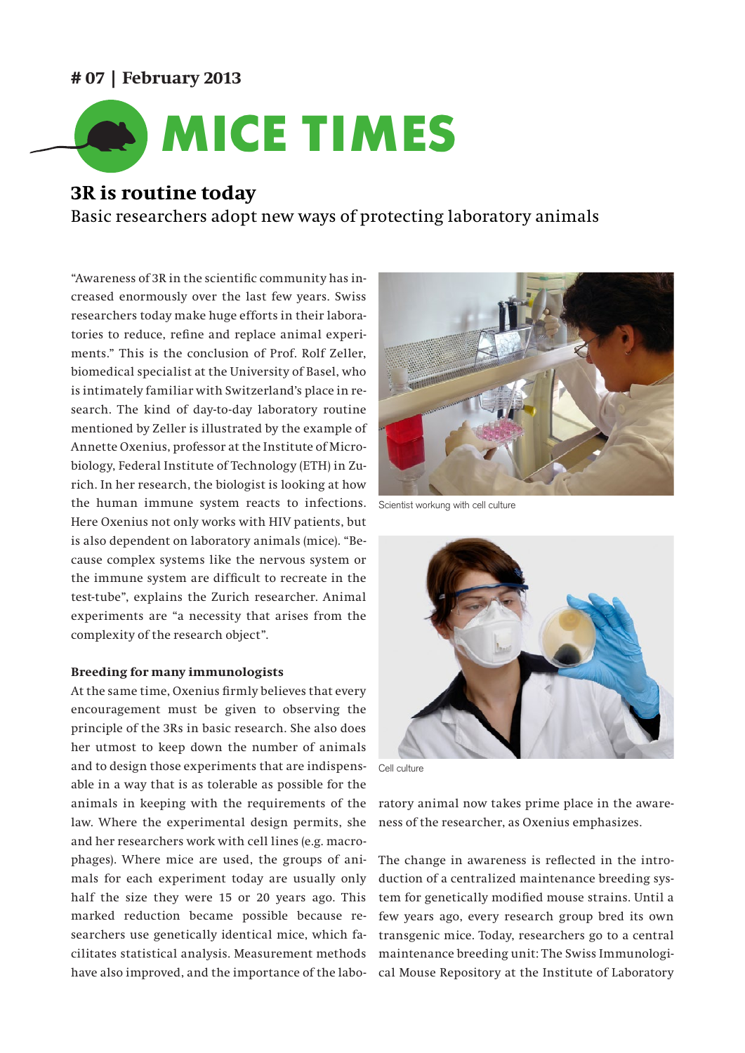# 07 | February 2013

# MICE TIMES

## 3R is routine today

Basic researchers adopt new ways of protecting laboratory animals

"Awareness of 3R in the scientific community has increased enormously over the last few years. Swiss researchers today make huge efforts in their laboratories to reduce, refine and replace animal experiments." This is the conclusion of Prof. Rolf Zeller, biomedical specialist at the University of Basel, who is intimately familiar with Switzerland's place in research. The kind of day-to-day laboratory routine mentioned by Zeller is illustrated by the example of Annette Oxenius, professor at the Institute of Microbiology, Federal Institute of Technology (ETH) in Zurich. In her research, the biologist is looking at how the human immune system reacts to infections. Here Oxenius not only works with HIV patients, but is also dependent on laboratory animals (mice). "Because complex systems like the nervous system or the immune system are difficult to recreate in the test-tube", explains the Zurich researcher. Animal experiments are "a necessity that arises from the complexity of the research object".

### Breeding for many immunologists

At the same time, Oxenius firmly believes that every encouragement must be given to observing the principle of the 3Rs in basic research. She also does her utmost to keep down the number of animals and to design those experiments that are indispensable in a way that is as tolerable as possible for the animals in keeping with the requirements of the law. Where the experimental design permits, she and her researchers work with cell lines (e.g. macrophages). Where mice are used, the groups of animals for each experiment today are usually only half the size they were 15 or 20 years ago. This marked reduction became possible because researchers use genetically identical mice, which facilitates statistical analysis. Measurement methods have also improved, and the importance of the laboratory animal now takes prime place in the awareness of the researcher, as Oxenius emphasizes.

Scientist workung with cell culture

Cell culture

The change in awareness is reflected in the introduction of a centralized maintenance breeding system for genetically modified mouse strains. Until a few years ago, every research group bred its own transgenic mice. Today, researchers go to a central maintenance breeding unit: The Swiss Immunological Mouse Repository at the Institute of Laboratory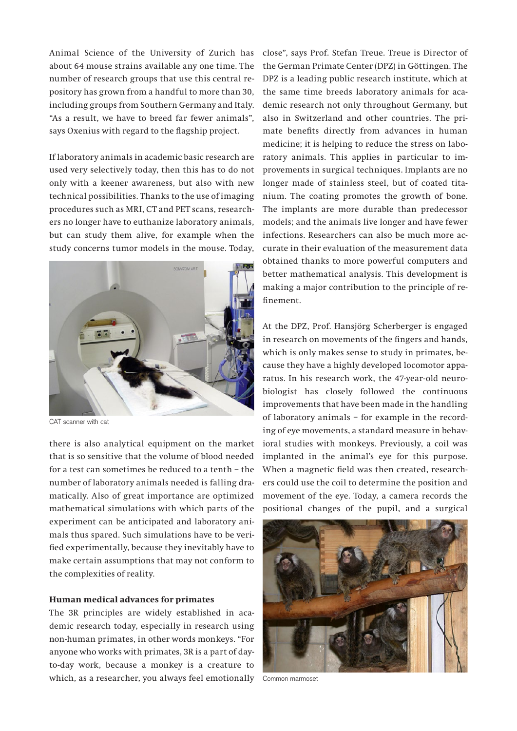Animal Science of the University of Zurich has about 64 mouse strains available any one time. The number of research groups that use this central repository has grown from a handful to more than 30, including groups from Southern Germany and Italy. "As a result, we have to breed far fewer animals", says Oxenius with regard to the flagship project.

If laboratory animals in academic basic research are used very selectively today, then this has to do not only with a keener awareness, but also with new technical possibilities. Thanks to the use of imaging procedures such as MRI, CT and PET scans, researchers no longer have to euthanize laboratory animals, but can study them alive, for example when the study concerns tumor models in the mouse. Today, there is also analytical equipment on the market that is so sensitive that the volume of blood needed for a test can sometimes be reduced to a tenth – the number of laboratory animals needed is falling dramatically. Also of great importance are optimized mathematical simulations with which parts of the experiment can be anticipated and laboratory animals thus spared. Such simulations have to be verified experimentally, because they inevitably have to make certain assumptions that may not conform to the complexities of reality.

CAT scanner with cat

## Human medical advances for primates

The 3R principles are widely established in academic research today, especially in research using non-human primates, in other words monkeys. "For anyone who works with primates, 3R is a part of day-to-day work, because a monkey is a creature to which, as a researcher, you always feel emotionally close", says Prof. Stefan Treue. Treue is Director of the German Primate Center (DPZ) in Göttingen. The DPZ is a leading public research institute, which at the same time breeds laboratory animals for academic research not only throughout Germany, but also in Switzerland and other countries. The primate benefits directly from advances in human medicine; it is helping to reduce the stress on laboratory animals. This applies in particular to improvements in surgical techniques. Implants are no longer made of stainless steel, but of coated titanium. The coating promotes the growth of bone. The implants are more durable than predecessor models; and the animals live longer and have fewer infections. Researchers can also be much more accurate in their evaluation of the measurement data obtained thanks to more powerful computers and better mathematical analysis. This development is making a major contribution to the principle of refinement.

At the DPZ, Prof. Hansjörg Scherberger is engaged in research on movements of the fingers and hands, which is only makes sense to study in primates, because they have a highly developed locomotor apparatus. In his research work, the 47-year-old neurobiologist has closely followed the continuous improvements that have been made in the handling of laboratory animals – for example in the recording of eye movements, a standard measure in behavioral studies with monkeys. Previously, a coil was implanted in the animal's eye for this purpose. When a magnetic field was then created, researchers could use the coil to determine the position and movement of the eye. Today, a camera records the positional changes of the pupil, and a surgical

Common marmoset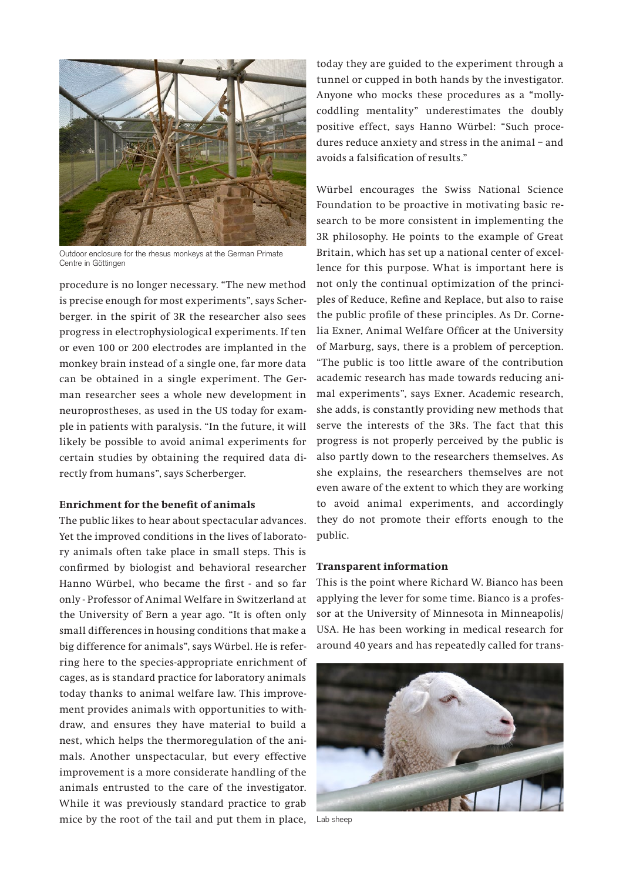Outdoor enclosure for the rhesus monkeys at the German Primate Centre in Göttingen

procedure is no longer necessary. "The new method is precise enough for most experiments", says Scherberger. in the spirit of 3R the researcher also sees progress in electrophysiological experiments. If ten or even 100 or 200 electrodes are implanted in the monkey brain instead of a single one, far more data can be obtained in a single experiment. The German researcher sees a whole new development in neuroprostheses, as used in the US today for example in patients with paralysis. "In the future, it will likely be possible to avoid animal experiments for certain studies by obtaining the required data directly from humans", says Scherberger.

### Enrichment for the benefit of animals

The public likes to hear about spectacular advances. Yet the improved conditions in the lives of laboratory animals often take place in small steps. This is confirmed by biologist and behavioral researcher Hanno Würbel, who became the first - and so far only - Professor of Animal Welfare in Switzerland at the University of Bern a year ago. "It is often only small differences in housing conditions that make a big difference for animals", says Würbel. He is referring here to the species-appropriate enrichment of cages, as is standard practice for laboratory animals today thanks to animal welfare law. This improvement provides animals with opportunities to withdraw, and ensures they have material to build a nest, which helps the thermoregulation of the animals. Another unspectacular, but every effective improvement is a more considerate handling of the animals entrusted to the care of the investigator. While it was previously standard practice to grab mice by the root of the tail and put them in place, today they are guided to the experiment through a tunnel or cupped in both hands by the investigator. Anyone who mocks these procedures as a "mollycoddling mentality" underestimates the doubly positive effect, says Hanno Würbel: "Such procedures reduce anxiety and stress in the animal – and avoids a falsification of results."

Würbel encourages the Swiss National Science Foundation to be proactive in motivating basic research to be more consistent in implementing the 3R philosophy. He points to the example of Great Britain, which has set up a national center of excellence for this purpose. What is important here is not only the continual optimization of the principles of Reduce, Refine and Replace, but also to raise the public profile of these principles. As Dr. Cornelia Exner, Animal Welfare Officer at the University of Marburg, says, there is a problem of perception. "The public is too little aware of the contribution academic research has made towards reducing animal experiments", says Exner. Academic research, she adds, is constantly providing new methods that serve the interests of the 3Rs. The fact that this progress is not properly perceived by the public is also partly down to the researchers themselves. As she explains, the researchers themselves are not even aware of the extent to which they are working to avoid animal experiments, and accordingly they do not promote their efforts enough to the public.

### Transparent information

This is the point where Richard W. Bianco has been applying the lever for some time. Bianco is a professor at the University of Minnesota in Minneapolis/USA. He has been working in medical research for around 40 years and has repeatedly called for trans-

Lab sheep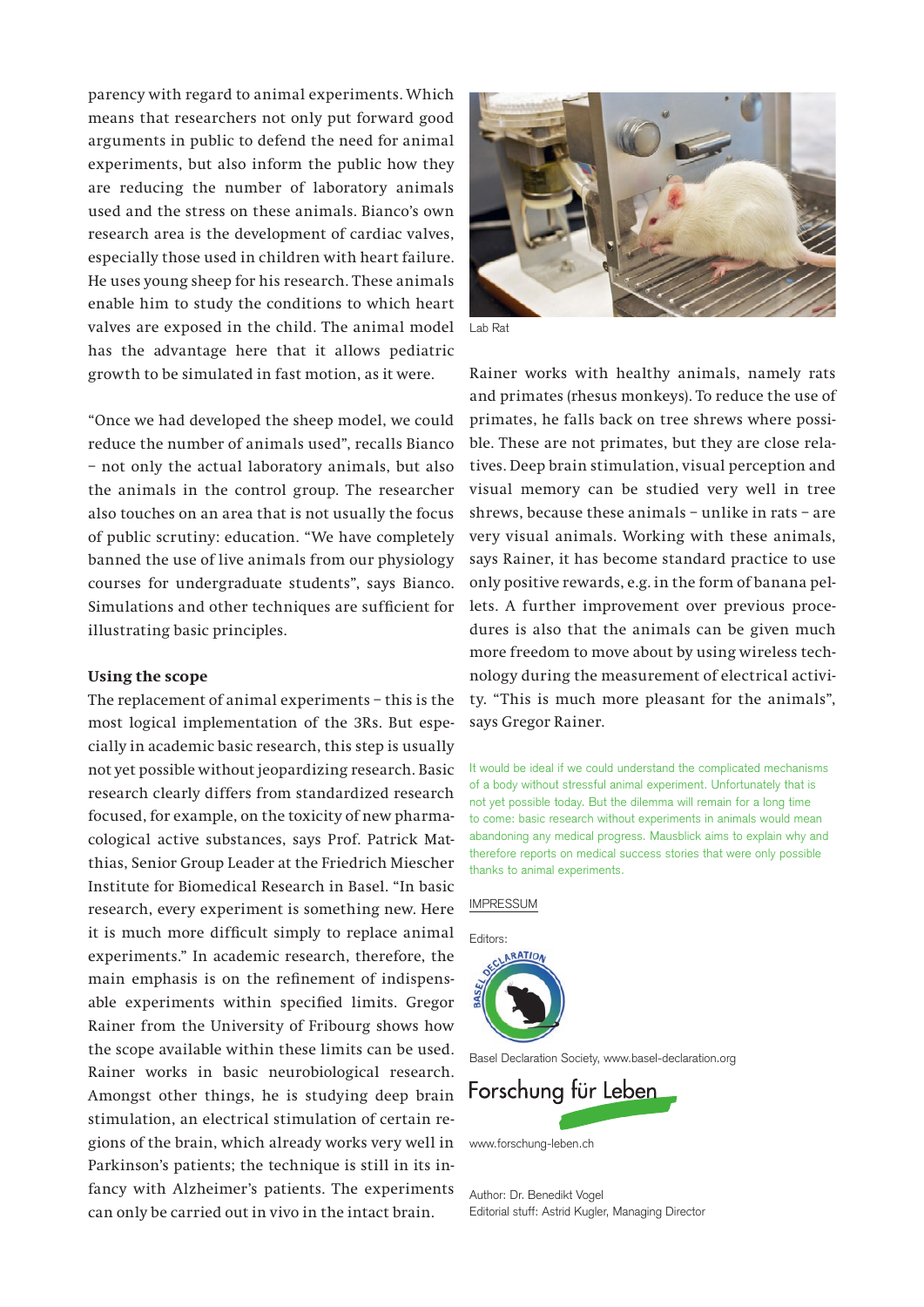parency with regard to animal experiments. Which means that researchers not only put forward good arguments in public to defend the need for animal experiments, but also inform the public how they are reducing the number of laboratory animals used and the stress on these animals. Bianco's own research area is the development of cardiac valves, especially those used in children with heart failure. He uses young sheep for his research. These animals enable him to study the conditions to which heart valves are exposed in the child. The animal model has the advantage here that it allows pediatric growth to be simulated in fast motion, as it were.

"Once we had developed the sheep model, we could reduce the number of animals used", recalls Bianco – not only the actual laboratory animals, but also the animals in the control group. The researcher also touches on an area that is not usually the focus of public scrutiny: education. "We have completely banned the use of live animals from our physiology courses for undergraduate students", says Bianco. Simulations and other techniques are sufficient for illustrating basic principles.

### Using the scope

The replacement of animal experiments – this is the most logical implementation of the 3Rs. But especially in academic basic research, this step is usually not yet possible without jeopardizing research. Basic research clearly differs from standardized research focused, for example, on the toxicity of new pharmacological active substances, says Prof. Patrick Matthias, Senior Group Leader at the Friedrich Miescher Institute for Biomedical Research in Basel. "In basic research, every experiment is something new. Here it is much more difficult simply to replace animal experiments." In academic research, therefore, the main emphasis is on the refinement of indispensable experiments within specified limits. Gregor Rainer from the University of Fribourg shows how the scope available within these limits can be used. Rainer works in basic neurobiological research. Amongst other things, he is studying deep brain stimulation, an electrical stimulation of certain regions of the brain, which already works very well in Parkinson's patients; the technique is still in its infancy with Alzheimer's patients. The experiments can only be carried out in vivo in the intact brain.

Lab Rat

Rainer works with healthy animals, namely rats and primates (rhesus monkeys). To reduce the use of primates, he falls back on tree shrews where possible. These are not primates, but they are close relatives. Deep brain stimulation, visual perception and visual memory can be studied very well in tree shrews, because these animals – unlike in rats – are very visual animals. Working with these animals, says Rainer, it has become standard practice to use only positive rewards, e.g. in the form of banana pellets. A further improvement over previous procedures is also that the animals can be given much more freedom to move about by using wireless technology during the measurement of electrical activity. "This is much more pleasant for the animals", says Gregor Rainer.

It would be ideal if we could understand the complicated mechanisms of a body without stressful animal experiment. Unfortunately that is not yet possible today. But the dilemma will remain for a long time to come: basic research without experiments in animals would mean abandoning any medical progress. Mausblick aims to explain why and therefore reports on medical success stories that were only possible thanks to animal experiments.

IMPRESSUM

Editors:

Basel Declaration Society, www.basel-declaration.org

Forschung für Leben

www.forschung-leben.ch

Author: Dr. Benedikt Vogel
Editorial stuff: Astrid Kugler, Managing Director